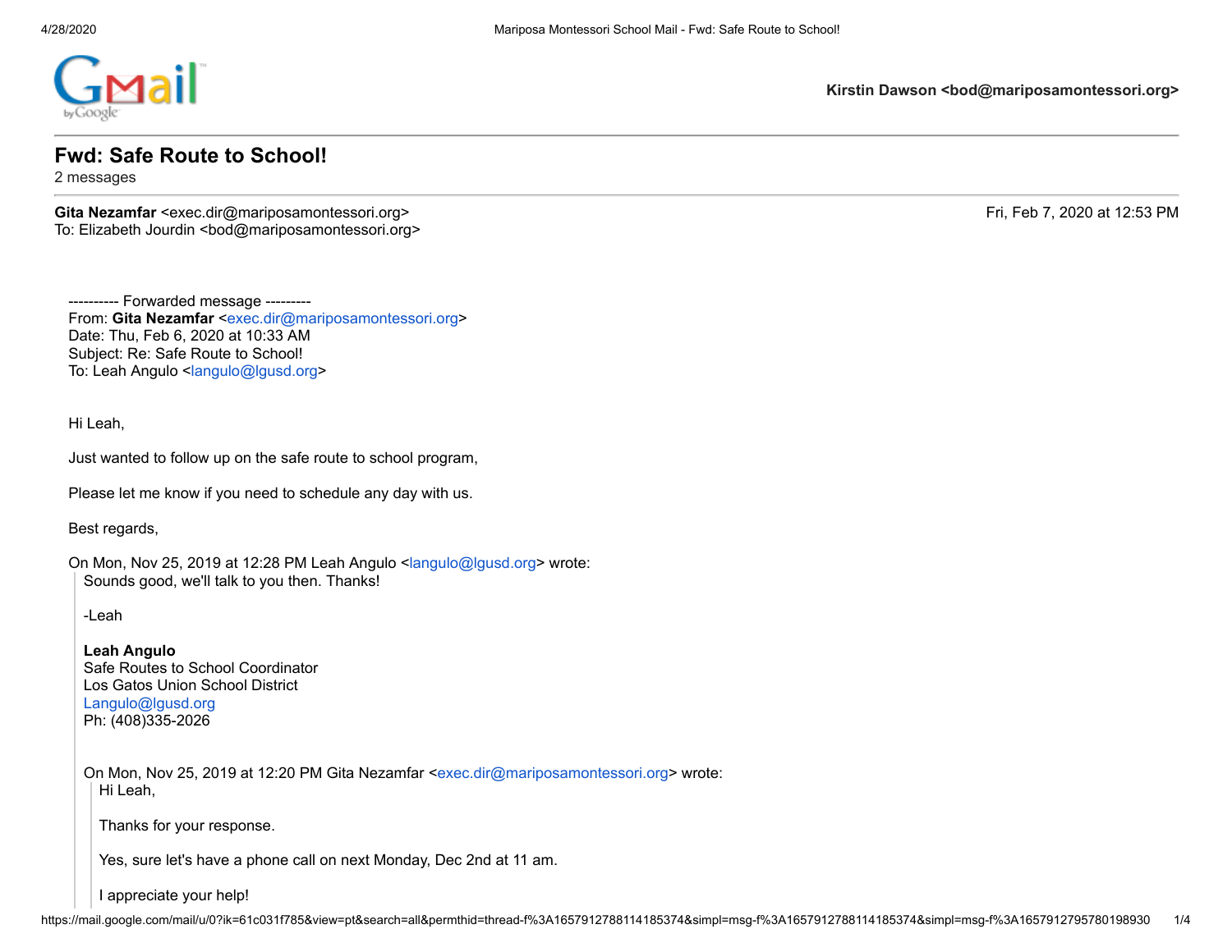**Kirstin Dawson <bod@mariposamontessori.org>**

# Fwd: Safe Route to School!

2 messages

**Gita Nezamfar** <exec.dir@mariposamontessori.org> — Fri, Feb 7, 2020 at 12:53 PM
To: Elizabeth Jourdin <bod@mariposamontessori.org>

---------- Forwarded message ---------
From: **Gita Nezamfar** <exec.dir@mariposamontessori.org>
Date: Thu, Feb 6, 2020 at 10:33 AM
Subject: Re: Safe Route to School!
To: Leah Angulo <langulo@lgusd.org>

Hi Leah,

Just wanted to follow up on the safe route to school program,

Please let me know if you need to schedule any day with us.

Best regards,

On Mon, Nov 25, 2019 at 12:28 PM Leah Angulo <langulo@lgusd.org> wrote:

> Sounds good, we'll talk to you then. Thanks!
>
> -Leah
>
> **Leah Angulo**
> Safe Routes to School Coordinator
> Los Gatos Union School District
> Langulo@lgusd.org
> Ph: (408)335-2026
>
> On Mon, Nov 25, 2019 at 12:20 PM Gita Nezamfar <exec.dir@mariposamontessori.org> wrote:
>
> > Hi Leah,
> >
> > Thanks for your response.
> >
> > Yes, sure let's have a phone call on next Monday, Dec 2nd at 11 am.
> >
> > I appreciate your help!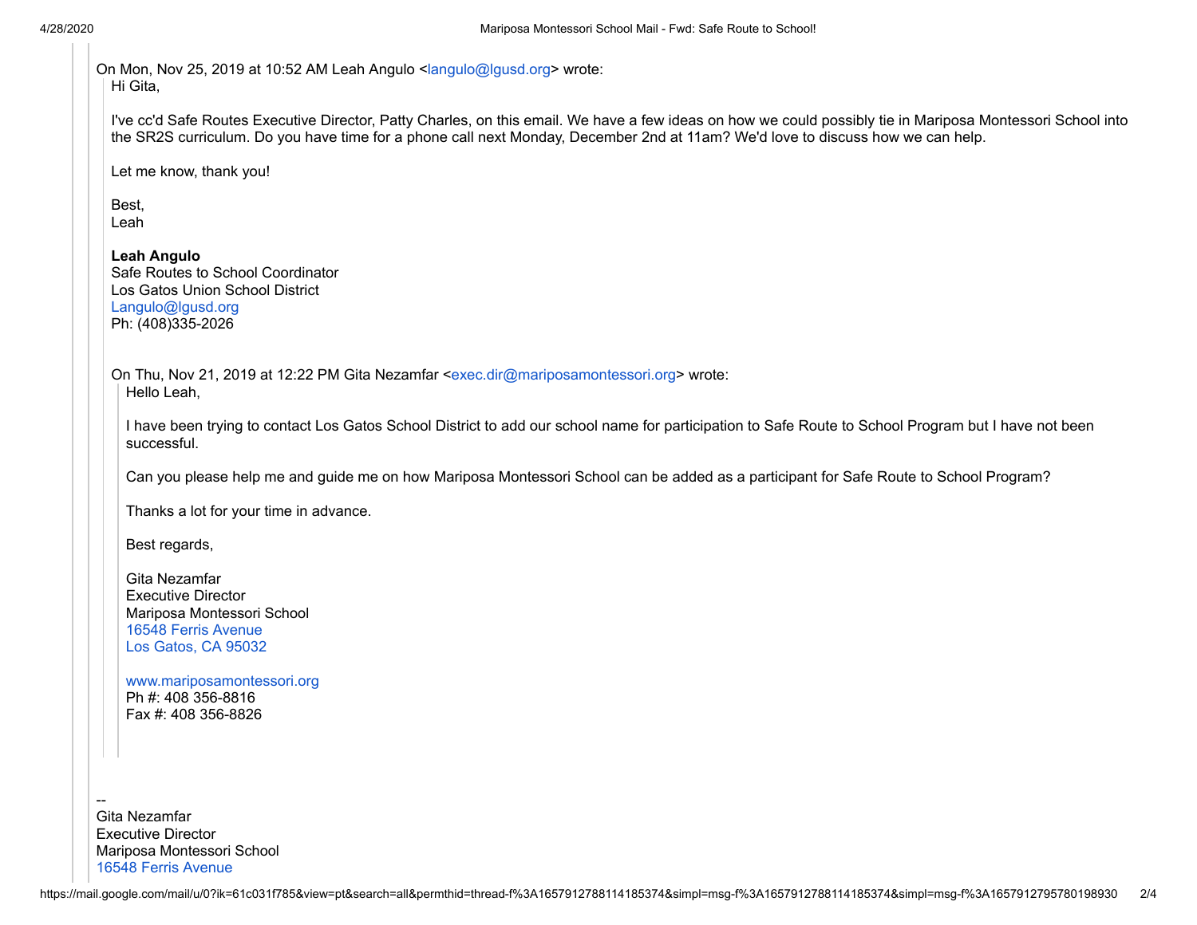On Mon, Nov 25, 2019 at 10:52 AM Leah Angulo <langulo@lgusd.org> wrote:

> Hi Gita,
>
> I've cc'd Safe Routes Executive Director, Patty Charles, on this email. We have a few ideas on how we could possibly tie in Mariposa Montessori School into the SR2S curriculum. Do you have time for a phone call next Monday, December 2nd at 11am? We'd love to discuss how we can help.
>
> Let me know, thank you!
>
> Best,
> Leah
>
> **Leah Angulo**
> Safe Routes to School Coordinator
> Los Gatos Union School District
> Langulo@lgusd.org
> Ph: (408)335-2026
>
> On Thu, Nov 21, 2019 at 12:22 PM Gita Nezamfar <exec.dir@mariposamontessori.org> wrote:
>
>> Hello Leah,
>>
>> I have been trying to contact Los Gatos School District to add our school name for participation to Safe Route to School Program but I have not been successful.
>>
>> Can you please help me and guide me on how Mariposa Montessori School can be added as a participant for Safe Route to School Program?
>>
>> Thanks a lot for your time in advance.
>>
>> Best regards,
>>
>> Gita Nezamfar
>> Executive Director
>> Mariposa Montessori School
>> 16548 Ferris Avenue
>> Los Gatos, CA 95032
>>
>> www.mariposamontessori.org
>> Ph #: 408 356-8816
>> Fax #: 408 356-8826

--
Gita Nezamfar
Executive Director
Mariposa Montessori School
16548 Ferris Avenue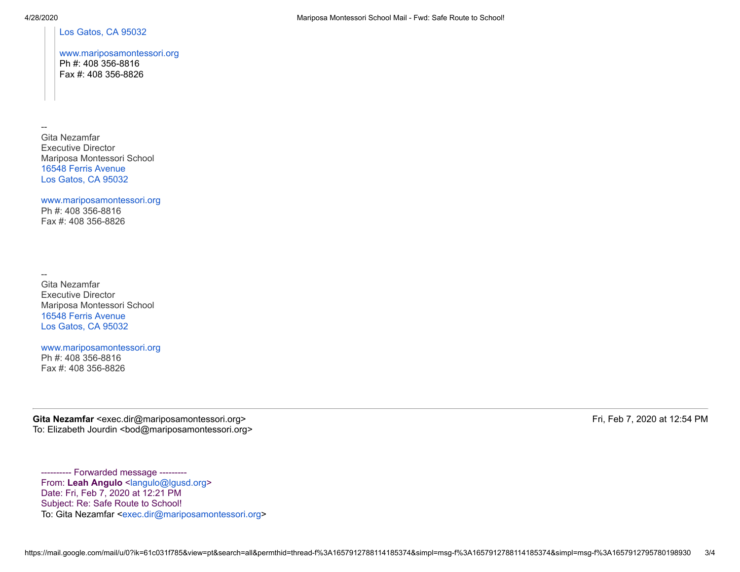> > Los Gatos, CA 95032
> >
> > www.mariposamontessori.org
> > Ph #: 408 356-8816
> > Fax #: 408 356-8826

--
Gita Nezamfar
Executive Director
Mariposa Montessori School
16548 Ferris Avenue
Los Gatos, CA 95032

www.mariposamontessori.org
Ph #: 408 356-8816
Fax #: 408 356-8826

--
Gita Nezamfar
Executive Director
Mariposa Montessori School
16548 Ferris Avenue
Los Gatos, CA 95032

www.mariposamontessori.org
Ph #: 408 356-8816
Fax #: 408 356-8826

---

**Gita Nezamfar** <exec.dir@mariposamontessori.org> Fri, Feb 7, 2020 at 12:54 PM
To: Elizabeth Jourdin <bod@mariposamontessori.org>

---------- Forwarded message ---------
From: **Leah Angulo** <langulo@lgusd.org>
Date: Fri, Feb 7, 2020 at 12:21 PM
Subject: Re: Safe Route to School!
To: Gita Nezamfar <exec.dir@mariposamontessori.org>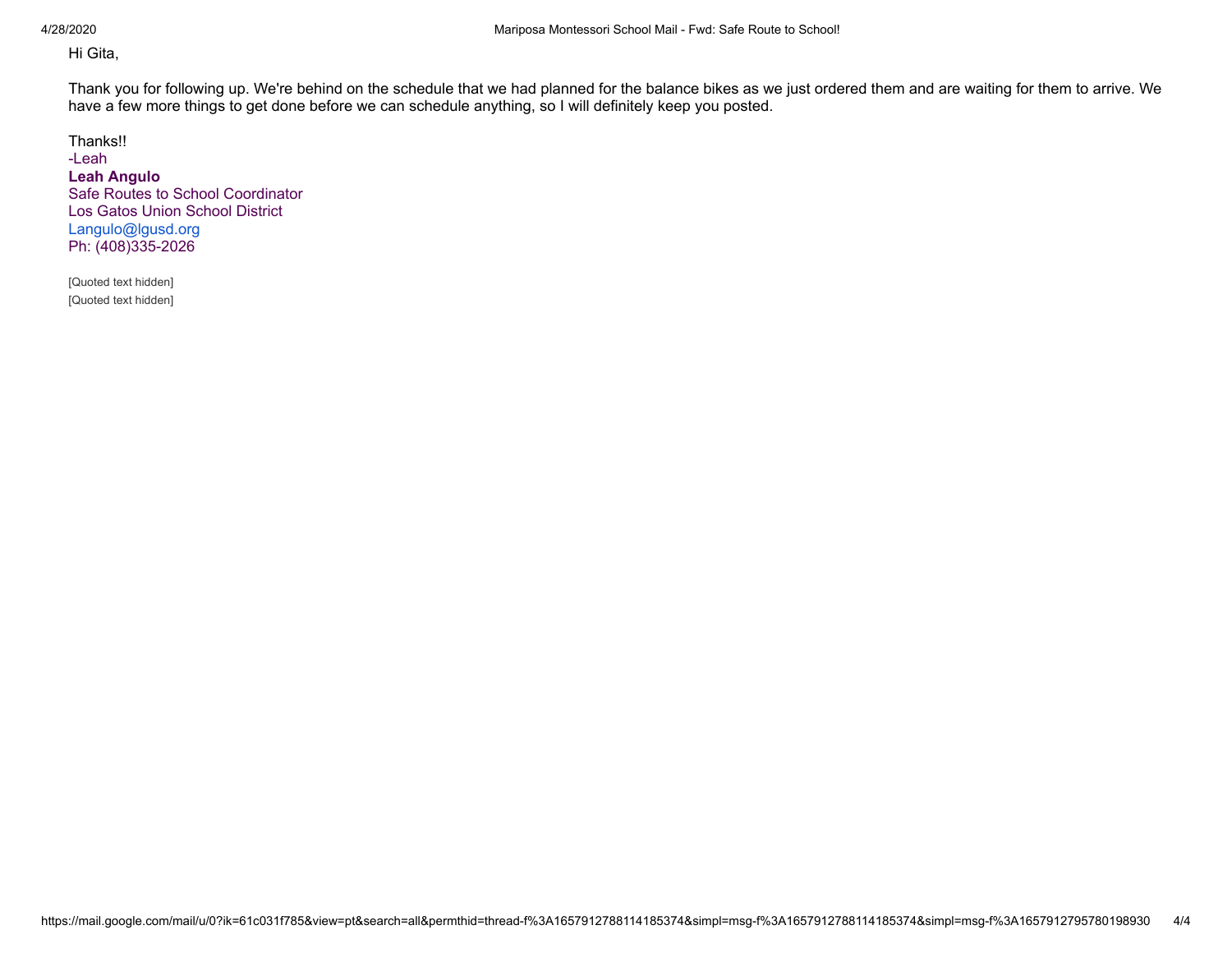Hi Gita,

Thank you for following up. We're behind on the schedule that we had planned for the balance bikes as we just ordered them and are waiting for them to arrive. We have a few more things to get done before we can schedule anything, so I will definitely keep you posted.

Thanks!!
-Leah
**Leah Angulo**
Safe Routes to School Coordinator
Los Gatos Union School District
Langulo@lgusd.org
Ph: (408)335-2026

[Quoted text hidden]
[Quoted text hidden]